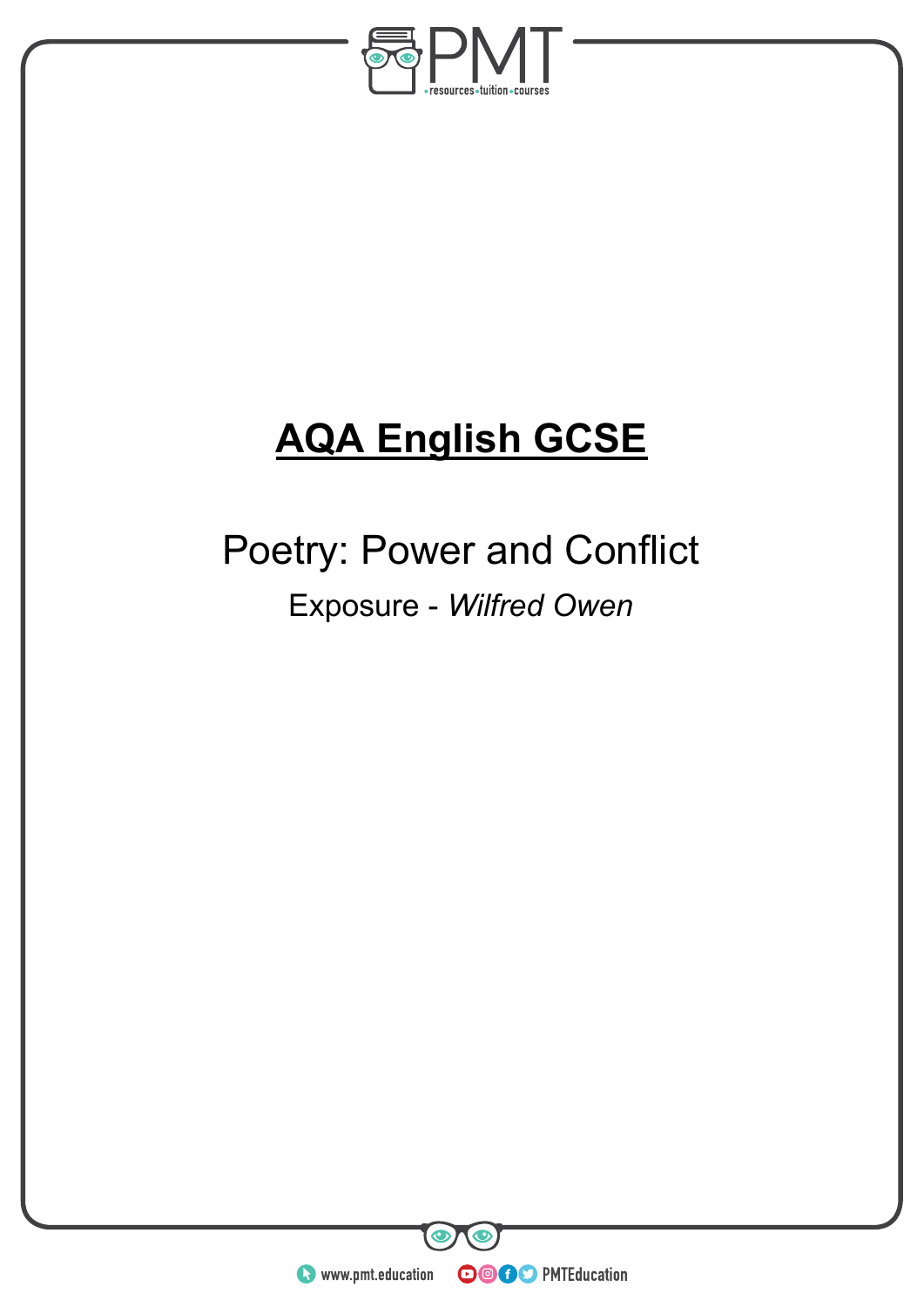# **AQA English GCSE**

## Poetry: Power and Conflict

### Exposure - *Wilfred Owen*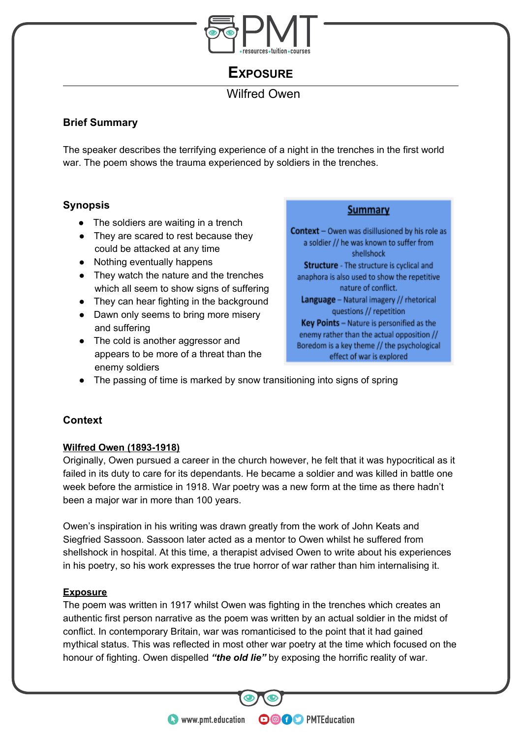# Exposure

## Wilfred Owen

### Brief Summary

The speaker describes the terrifying experience of a night in the trenches in the first world war. The poem shows the trauma experienced by soldiers in the trenches.

### Synopsis

- The soldiers are waiting in a trench
- They are scared to rest because they could be attacked at any time
- Nothing eventually happens
- They watch the nature and the trenches which all seem to show signs of suffering
- They can hear fighting in the background
- Dawn only seems to bring more misery and suffering
- The cold is another aggressor and appears to be more of a threat than the enemy soldiers
- The passing of time is marked by snow transitioning into signs of spring

**Summary**

**Context** – Owen was disillusioned by his role as a soldier // he was known to suffer from shellshock

**Structure** - The structure is cyclical and anaphora is also used to show the repetitive nature of conflict.

**Language** – Natural imagery // rhetorical questions // repetition

**Key Points** – Nature is personified as the enemy rather than the actual opposition // Boredom is a key theme // the psychological effect of war is explored

### Context

**Wilfred Owen (1893-1918)**

Originally, Owen pursued a career in the church however, he felt that it was hypocritical as it failed in its duty to care for its dependants. He became a soldier and was killed in battle one week before the armistice in 1918. War poetry was a new form at the time as there hadn't been a major war in more than 100 years.

Owen's inspiration in his writing was drawn greatly from the work of John Keats and Siegfried Sassoon. Sassoon later acted as a mentor to Owen whilst he suffered from shellshock in hospital. At this time, a therapist advised Owen to write about his experiences in his poetry, so his work expresses the true horror of war rather than him internalising it.

**Exposure**

The poem was written in 1917 whilst Owen was fighting in the trenches which creates an authentic first person narrative as the poem was written by an actual soldier in the midst of conflict. In contemporary Britain, war was romanticised to the point that it had gained mythical status. This was reflected in most other war poetry at the time which focused on the honour of fighting. Owen dispelled ***"the old lie"*** by exposing the horrific reality of war.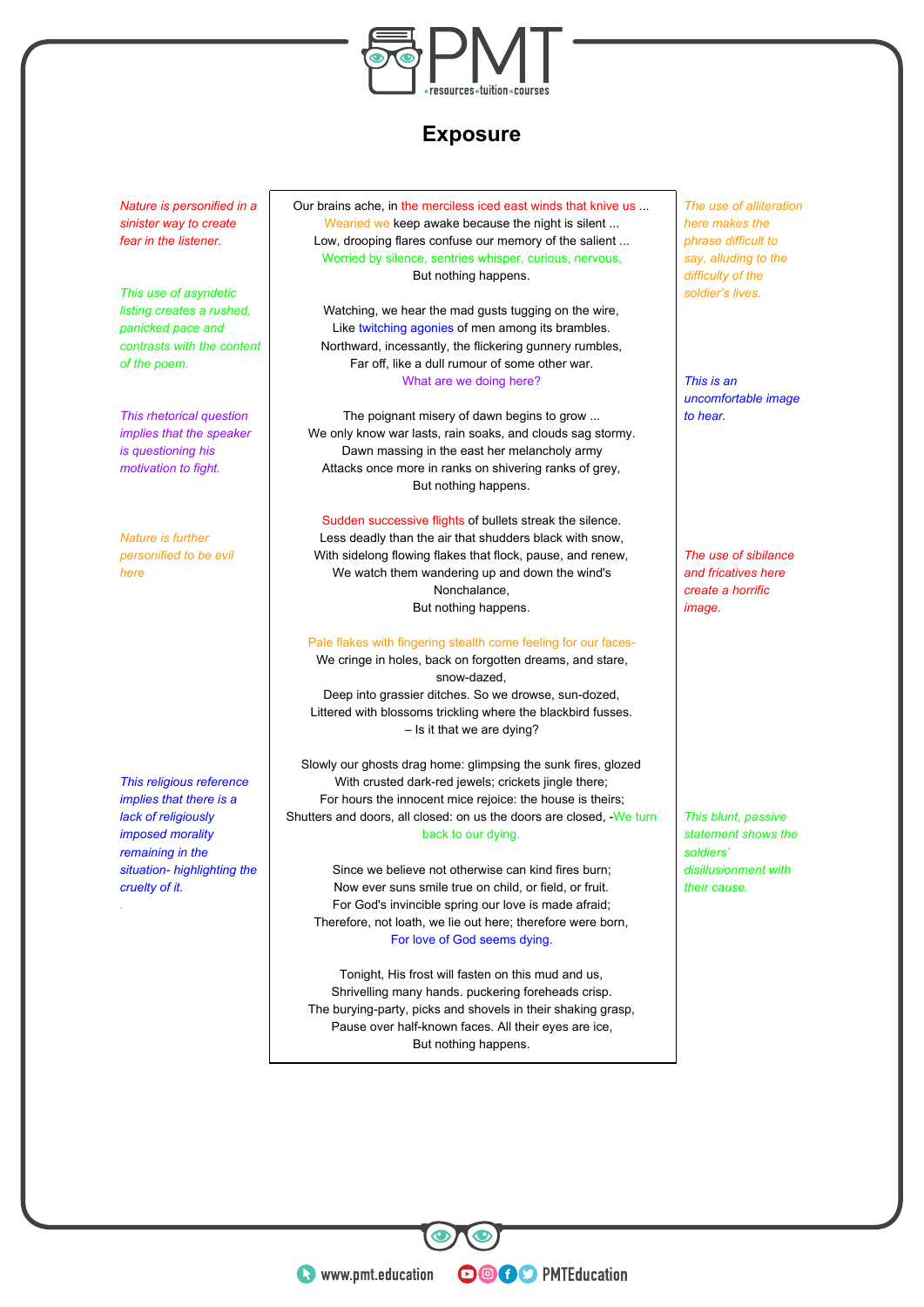# Exposure

Our brains ache, in the merciless iced east winds that knive us ...
Wearied we keep awake because the night is silent ...
Low, drooping flares confuse our memory of the salient ...
Worried by silence, sentries whisper, curious, nervous,
But nothing happens.

Watching, we hear the mad gusts tugging on the wire,
Like twitching agonies of men among its brambles.
Northward, incessantly, the flickering gunnery rumbles,
Far off, like a dull rumour of some other war.
What are we doing here?

The poignant misery of dawn begins to grow ...
We only know war lasts, rain soaks, and clouds sag stormy.
Dawn massing in the east her melancholy army
Attacks once more in ranks on shivering ranks of grey,
But nothing happens.

Sudden successive flights of bullets streak the silence.
Less deadly than the air that shudders black with snow,
With sidelong flowing flakes that flock, pause, and renew,
We watch them wandering up and down the wind's
Nonchalance,
But nothing happens.

Pale flakes with fingering stealth come feeling for our faces-
We cringe in holes, back on forgotten dreams, and stare,
snow-dazed,
Deep into grassier ditches. So we drowse, sun-dozed,
Littered with blossoms trickling where the blackbird fusses.
– Is it that we are dying?

Slowly our ghosts drag home: glimpsing the sunk fires, glozed
With crusted dark-red jewels; crickets jingle there;
For hours the innocent mice rejoice: the house is theirs;
Shutters and doors, all closed: on us the doors are closed, -We turn
back to our dying.

Since we believe not otherwise can kind fires burn;
Now ever suns smile true on child, or field, or fruit.
For God's invincible spring our love is made afraid;
Therefore, not loath, we lie out here; therefore were born,
For love of God seems dying.

Tonight, His frost will fasten on this mud and us,
Shrivelling many hands. puckering foreheads crisp.
The burying-party, picks and shovels in their shaking grasp,
Pause over half-known faces. All their eyes are ice,
But nothing happens.

---

**Annotations:**

- *Nature is personified in a sinister way to create fear in the listener.* ("the merciless iced east winds that knive us")
- *The use of alliteration here makes the phrase difficult to say, alluding to the difficulty of the soldier's lives.* ("Wearied we")
- *This use of asyndetic listing creates a rushed, panicked pace and contrasts with the content of the poem.* ("Worried by silence, sentries whisper, curious, nervous,")
- *This is an uncomfortable image to hear.* ("twitching agonies")
- *This rhetorical question implies that the speaker is questioning his motivation to fight.* ("What are we doing here?")
- *The use of sibilance and fricatives here create a horrific image.* ("Sudden successive flights")
- *Nature is further personified to be evil here* ("Pale flakes with fingering stealth come feeling for our faces-")
- *This religious reference implies that there is a lack of religiously imposed morality remaining in the situation- highlighting the cruelty of it.* ("For love of God seems dying.")
- *This blunt, passive statement shows the soldiers' disillusionment with their cause.* ("We turn back to our dying.")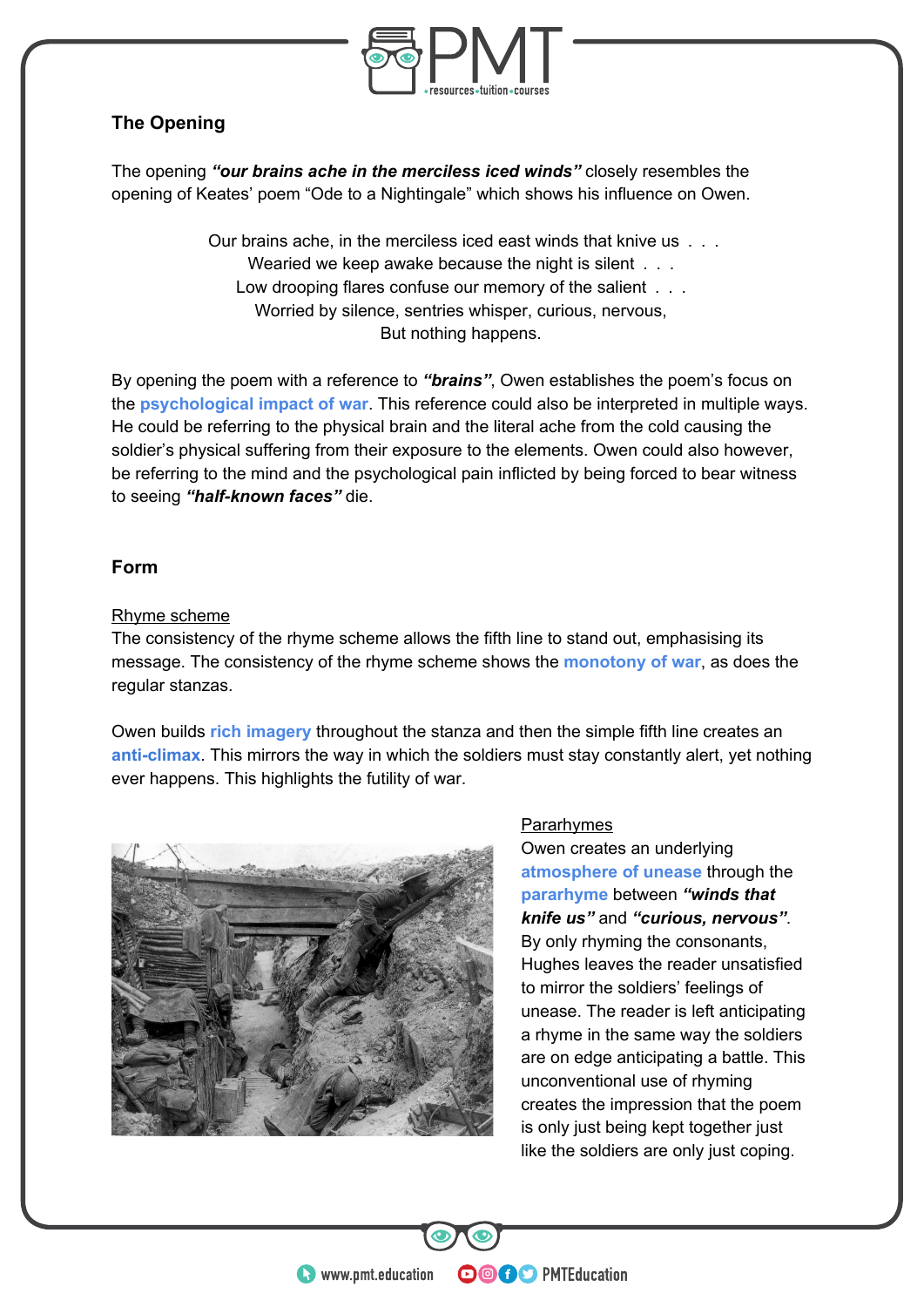## The Opening

The opening ***"our brains ache in the merciless iced winds"*** closely resembles the opening of Keates' poem "Ode to a Nightingale" which shows his influence on Owen.

Our brains ache, in the merciless iced east winds that knive us . . .
Wearied we keep awake because the night is silent . . .
Low drooping flares confuse our memory of the salient . . .
Worried by silence, sentries whisper, curious, nervous,
But nothing happens.

By opening the poem with a reference to ***"brains"***, Owen establishes the poem's focus on the **psychological impact of war**. This reference could also be interpreted in multiple ways. He could be referring to the physical brain and the literal ache from the cold causing the soldier's physical suffering from their exposure to the elements. Owen could also however, be referring to the mind and the psychological pain inflicted by being forced to bear witness to seeing ***"half-known faces"*** die.

## Form

Rhyme scheme

The consistency of the rhyme scheme allows the fifth line to stand out, emphasising its message. The consistency of the rhyme scheme shows the **monotony of war**, as does the regular stanzas.

Owen builds **rich imagery** throughout the stanza and then the simple fifth line creates an **anti-climax**. This mirrors the way in which the soldiers must stay constantly alert, yet nothing ever happens. This highlights the futility of war.

Pararhymes

Owen creates an underlying **atmosphere of unease** through the **pararhyme** between ***"winds that knife us"*** and ***"curious, nervous"***. By only rhyming the consonants, Hughes leaves the reader unsatisfied to mirror the soldiers' feelings of unease. The reader is left anticipating a rhyme in the same way the soldiers are on edge anticipating a battle. This unconventional use of rhyming creates the impression that the poem is only just being kept together just like the soldiers are only just coping.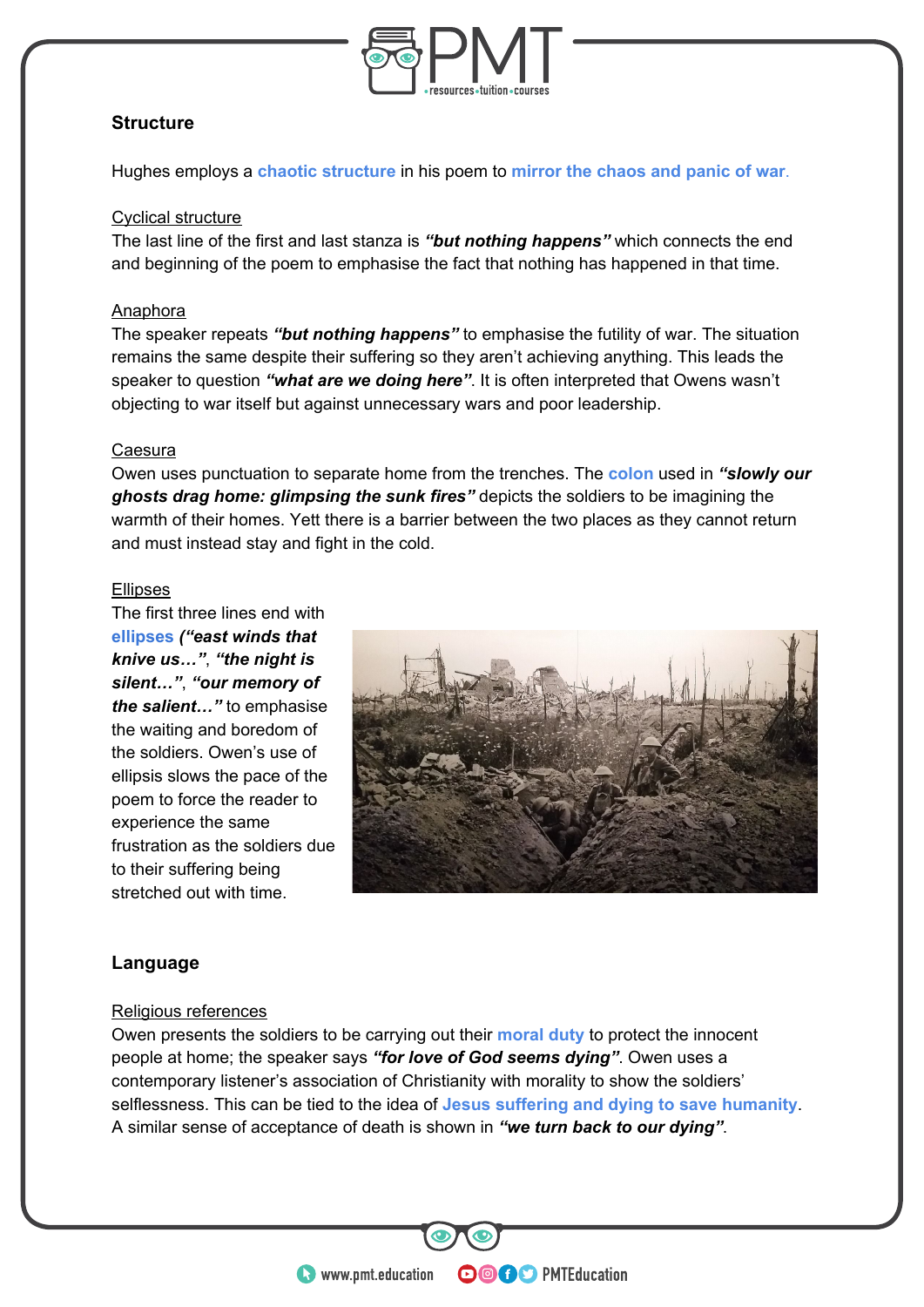## Structure

Hughes employs a **chaotic structure** in his poem to **mirror the chaos and panic of war**.

### Cyclical structure

The last line of the first and last stanza is ***"but nothing happens"*** which connects the end and beginning of the poem to emphasise the fact that nothing has happened in that time.

### Anaphora

The speaker repeats ***"but nothing happens"*** to emphasise the futility of war. The situation remains the same despite their suffering so they aren't achieving anything. This leads the speaker to question ***"what are we doing here"***. It is often interpreted that Owens wasn't objecting to war itself but against unnecessary wars and poor leadership.

### Caesura

Owen uses punctuation to separate home from the trenches. The **colon** used in ***"slowly our ghosts drag home: glimpsing the sunk fires"*** depicts the soldiers to be imagining the warmth of their homes. Yett there is a barrier between the two places as they cannot return and must instead stay and fight in the cold.

### Ellipses

The first three lines end with **ellipses** ***("east winds that knive us…"***, ***"the night is silent…"***, ***"our memory of the salient…")*** to emphasise the waiting and boredom of the soldiers. Owen's use of ellipsis slows the pace of the poem to force the reader to experience the same frustration as the soldiers due to their suffering being stretched out with time.

## Language

### Religious references

Owen presents the soldiers to be carrying out their **moral duty** to protect the innocent people at home; the speaker says ***"for love of God seems dying"***. Owen uses a contemporary listener's association of Christianity with morality to show the soldiers' selflessness. This can be tied to the idea of **Jesus suffering and dying to save humanity**. A similar sense of acceptance of death is shown in ***"we turn back to our dying"***.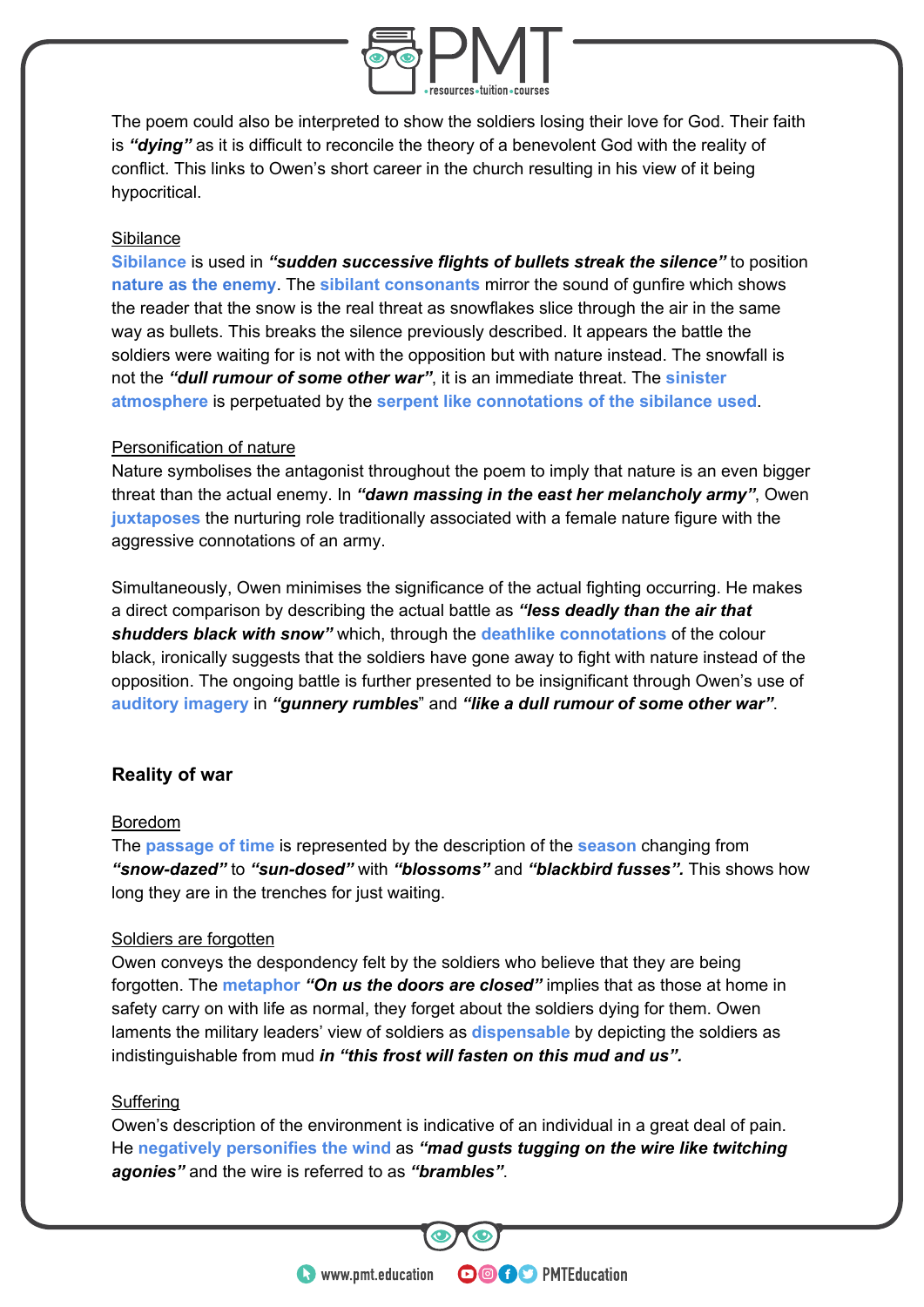The poem could also be interpreted to show the soldiers losing their love for God. Their faith is ***"dying"*** as it is difficult to reconcile the theory of a benevolent God with the reality of conflict. This links to Owen's short career in the church resulting in his view of it being hypocritical.

Sibilance

**Sibilance** is used in ***"sudden successive flights of bullets streak the silence"*** to position **nature as the enemy**. The **sibilant consonants** mirror the sound of gunfire which shows the reader that the snow is the real threat as snowflakes slice through the air in the same way as bullets. This breaks the silence previously described. It appears the battle the soldiers were waiting for is not with the opposition but with nature instead. The snowfall is not the ***"dull rumour of some other war"***, it is an immediate threat. The **sinister atmosphere** is perpetuated by the **serpent like connotations of the sibilance used**.

Personification of nature

Nature symbolises the antagonist throughout the poem to imply that nature is an even bigger threat than the actual enemy. In ***"dawn massing in the east her melancholy army"***, Owen **juxtaposes** the nurturing role traditionally associated with a female nature figure with the aggressive connotations of an army.

Simultaneously, Owen minimises the significance of the actual fighting occurring. He makes a direct comparison by describing the actual battle as ***"less deadly than the air that shudders black with snow"*** which, through the **deathlike connotations** of the colour black, ironically suggests that the soldiers have gone away to fight with nature instead of the opposition. The ongoing battle is further presented to be insignificant through Owen's use of **auditory imagery** in ***"gunnery rumbles"*** and ***"like a dull rumour of some other war"***.

## Reality of war

Boredom

The **passage of time** is represented by the description of the **season** changing from ***"snow-dazed"*** to ***"sun-dosed"*** with ***"blossoms"*** and ***"blackbird fusses".*** This shows how long they are in the trenches for just waiting.

Soldiers are forgotten

Owen conveys the despondency felt by the soldiers who believe that they are being forgotten. The **metaphor** ***"On us the doors are closed"*** implies that as those at home in safety carry on with life as normal, they forget about the soldiers dying for them. Owen laments the military leaders' view of soldiers as **dispensable** by depicting the soldiers as indistinguishable from mud ***in "this frost will fasten on this mud and us".***

Suffering

Owen's description of the environment is indicative of an individual in a great deal of pain. He **negatively personifies the wind** as ***"mad gusts tugging on the wire like twitching agonies"*** and the wire is referred to as ***"brambles"***.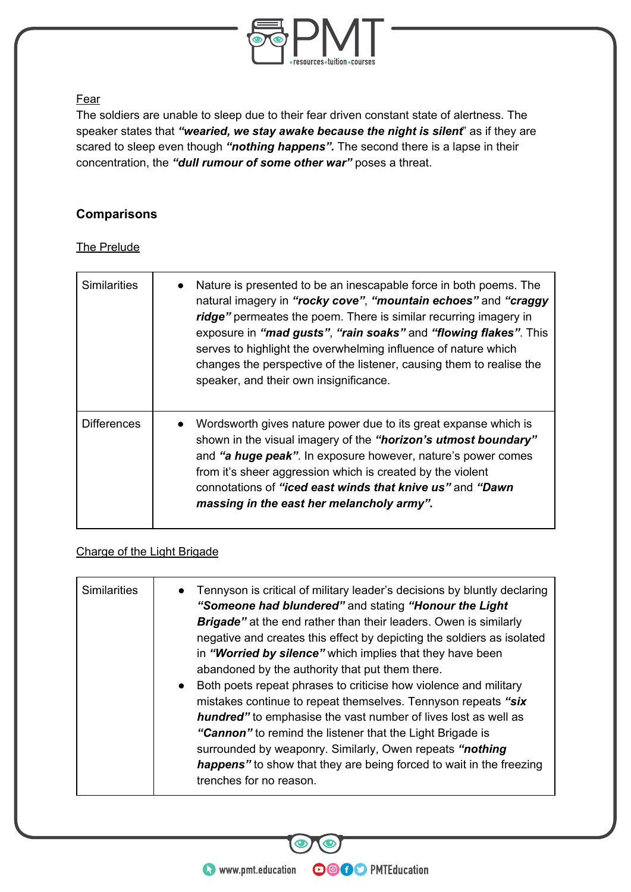Fear

The soldiers are unable to sleep due to their fear driven constant state of alertness. The speaker states that ***"wearied, we stay awake because the night is silent***" as if they are scared to sleep even though ***"nothing happens".*** The second there is a lapse in their concentration, the ***"dull rumour of some other war"*** poses a threat.

**Comparisons**

The Prelude

| | |
|---|---|
| Similarities | • Nature is presented to be an inescapable force in both poems. The natural imagery in ***"rocky cove"***, ***"mountain echoes"*** and ***"craggy ridge"*** permeates the poem. There is similar recurring imagery in exposure in ***"mad gusts"***, ***"rain soaks"*** and ***"flowing flakes"***. This serves to highlight the overwhelming influence of nature which changes the perspective of the listener, causing them to realise the speaker, and their own insignificance. |
| Differences | • Wordsworth gives nature power due to its great expanse which is shown in the visual imagery of the ***"horizon's utmost boundary"*** and ***"a huge peak"***. In exposure however, nature's power comes from it's sheer aggression which is created by the violent connotations of ***"iced east winds that knive us"*** and ***"Dawn massing in the east her melancholy army".*** |

Charge of the Light Brigade

| | |
|---|---|
| Similarities | • Tennyson is critical of military leader's decisions by bluntly declaring ***"Someone had blundered"*** and stating ***"Honour the Light Brigade"*** at the end rather than their leaders. Owen is similarly negative and creates this effect by depicting the soldiers as isolated in ***"Worried by silence"*** which implies that they have been abandoned by the authority that put them there. <br> • Both poets repeat phrases to criticise how violence and military mistakes continue to repeat themselves. Tennyson repeats ***"six hundred"*** to emphasise the vast number of lives lost as well as ***"Cannon"*** to remind the listener that the Light Brigade is surrounded by weaponry. Similarly, Owen repeats ***"nothing happens"*** to show that they are being forced to wait in the freezing trenches for no reason. |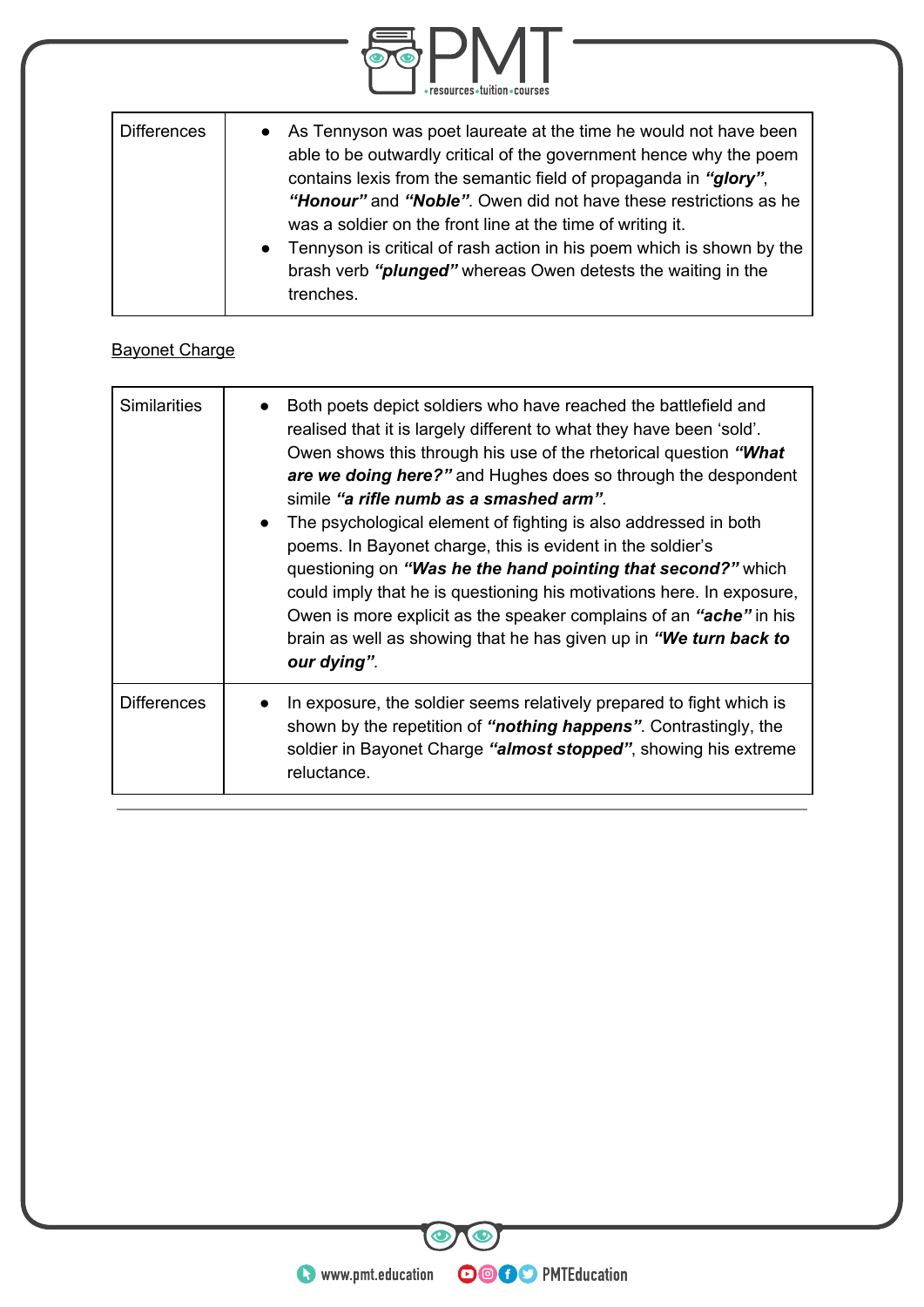| | |
|---|---|
| Differences | • As Tennyson was poet laureate at the time he would not have been able to be outwardly critical of the government hence why the poem contains lexis from the semantic field of propaganda in ***"glory"***, ***"Honour"*** and ***"Noble"***. Owen did not have these restrictions as he was a soldier on the front line at the time of writing it. <br> • Tennyson is critical of rash action in his poem which is shown by the brash verb ***"plunged"*** whereas Owen detests the waiting in the trenches. |

<u>Bayonet Charge</u>

| | |
|---|---|
| Similarities | • Both poets depict soldiers who have reached the battlefield and realised that it is largely different to what they have been 'sold'. Owen shows this through his use of the rhetorical question ***"What are we doing here?"*** and Hughes does so through the despondent simile ***"a rifle numb as a smashed arm"***. <br> • The psychological element of fighting is also addressed in both poems. In Bayonet charge, this is evident in the soldier's questioning on ***"Was he the hand pointing that second?"*** which could imply that he is questioning his motivations here. In exposure, Owen is more explicit as the speaker complains of an ***"ache"*** in his brain as well as showing that he has given up in ***"We turn back to our dying"***. |
| Differences | • In exposure, the soldier seems relatively prepared to fight which is shown by the repetition of ***"nothing happens"***. Contrastingly, the soldier in Bayonet Charge ***"almost stopped"***, showing his extreme reluctance. |